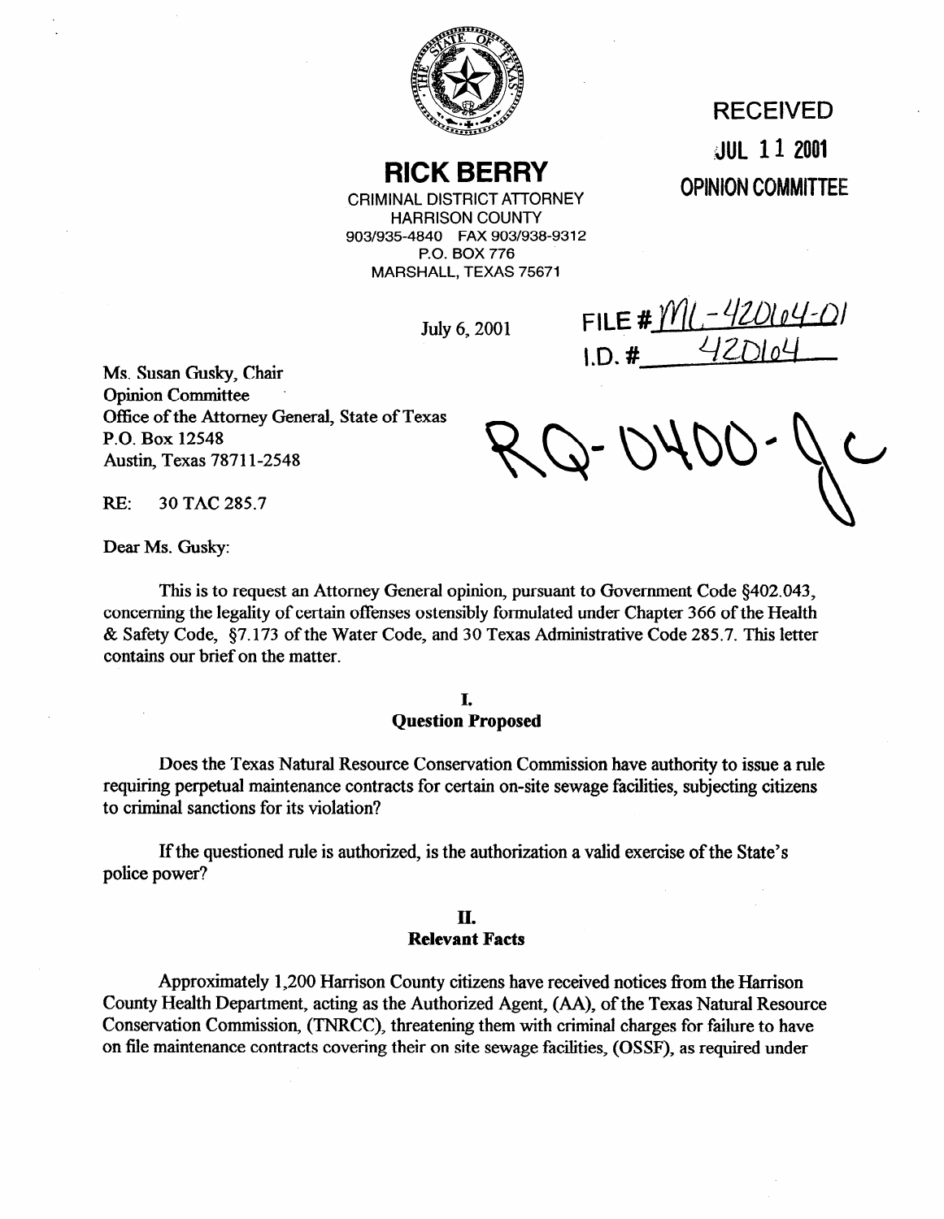**RICK BERRY**

CRIMINAL DISTRICT ATTORNEY
HARRISON COUNTY
903/935-4840 FAX 903/938-9312
P.O. BOX 776
MARSHALL, TEXAS 75671

RECEIVED
JUL 11 2001
OPINION COMMITTEE

July 6, 2001

FILE # ML-42064-01
I.D. # 42064

RQ-0400-JC

Ms. Susan Gusky, Chair
Opinion Committee
Office of the Attorney General, State of Texas
P.O. Box 12548
Austin, Texas 78711-2548

RE: 30 TAC 285.7

Dear Ms. Gusky:

This is to request an Attorney General opinion, pursuant to Government Code §402.043, concerning the legality of certain offenses ostensibly formulated under Chapter 366 of the Health & Safety Code, §7.173 of the Water Code, and 30 Texas Administrative Code 285.7. This letter contains our brief on the matter.

## I.
## Question Proposed

Does the Texas Natural Resource Conservation Commission have authority to issue a rule requiring perpetual maintenance contracts for certain on-site sewage facilities, subjecting citizens to criminal sanctions for its violation?

If the questioned rule is authorized, is the authorization a valid exercise of the State's police power?

## II.
## Relevant Facts

Approximately 1,200 Harrison County citizens have received notices from the Harrison County Health Department, acting as the Authorized Agent, (AA), of the Texas Natural Resource Conservation Commission, (TNRCC), threatening them with criminal charges for failure to have on file maintenance contracts covering their on site sewage facilities, (OSSF), as required under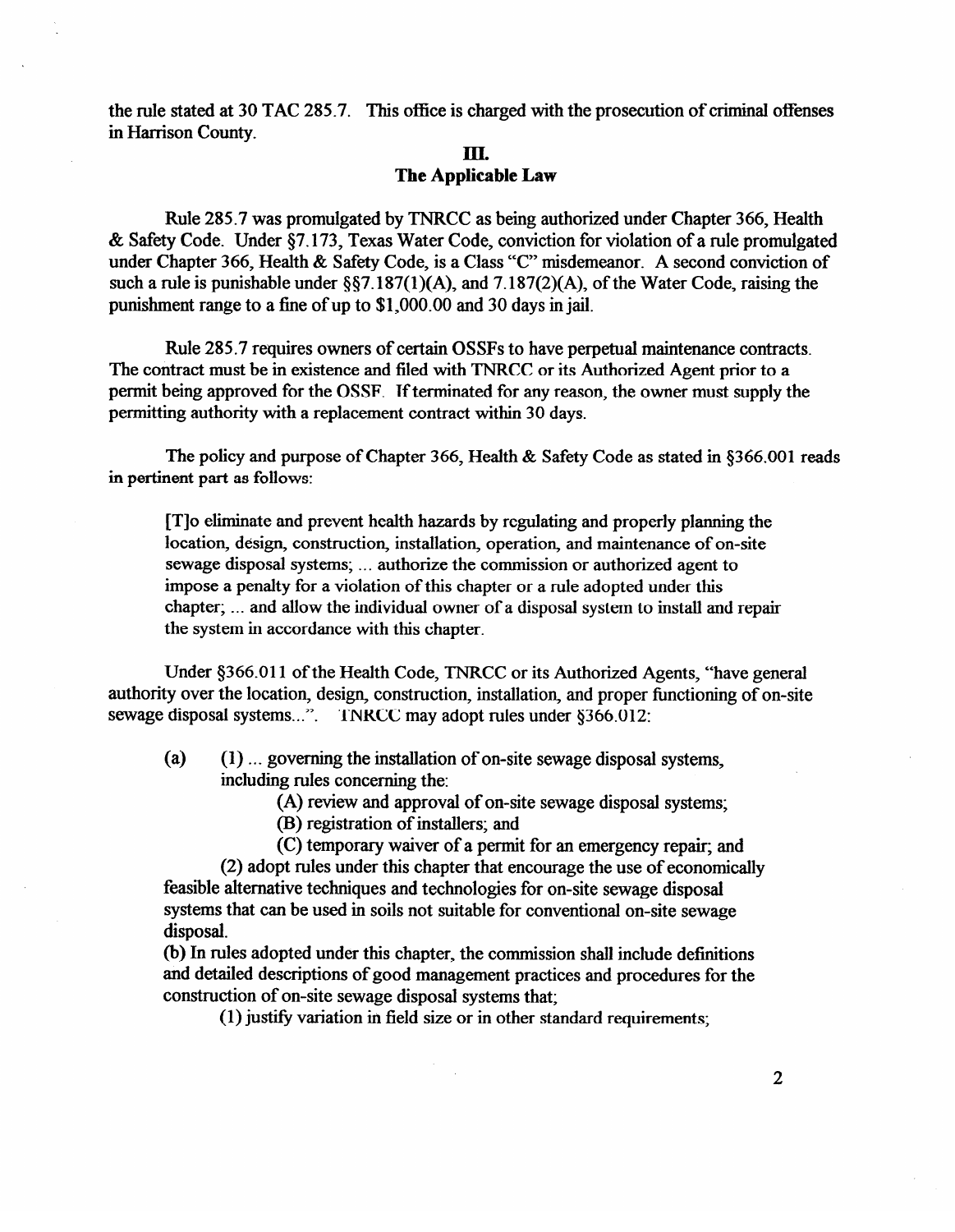the rule stated at 30 TAC 285.7. This office is charged with the prosecution of criminal offenses in Harrison County.

## III.
## The Applicable Law

Rule 285.7 was promulgated by TNRCC as being authorized under Chapter 366, Health & Safety Code. Under §7.173, Texas Water Code, conviction for violation of a rule promulgated under Chapter 366, Health & Safety Code, is a Class "C" misdemeanor. A second conviction of such a rule is punishable under §§7.187(1)(A), and 7.187(2)(A), of the Water Code, raising the punishment range to a fine of up to $1,000.00 and 30 days in jail.

Rule 285.7 requires owners of certain OSSFs to have perpetual maintenance contracts. The contract must be in existence and filed with TNRCC or its Authorized Agent prior to a permit being approved for the OSSF. If terminated for any reason, the owner must supply the permitting authority with a replacement contract within 30 days.

The policy and purpose of Chapter 366, Health & Safety Code as stated in §366.001 reads in pertinent part as follows:

> [T]o eliminate and prevent health hazards by regulating and properly planning the location, design, construction, installation, operation, and maintenance of on-site sewage disposal systems; ... authorize the commission or authorized agent to impose a penalty for a violation of this chapter or a rule adopted under this chapter; ... and allow the individual owner of a disposal system to install and repair the system in accordance with this chapter.

Under §366.011 of the Health Code, TNRCC or its Authorized Agents, "have general authority over the location, design, construction, installation, and proper functioning of on-site sewage disposal systems...". TNRCC may adopt rules under §366.012:

> (a) (1) ... governing the installation of on-site sewage disposal systems, including rules concerning the:
>
> (A) review and approval of on-site sewage disposal systems;
>
> (B) registration of installers; and
>
> (C) temporary waiver of a permit for an emergency repair; and
>
> (2) adopt rules under this chapter that encourage the use of economically feasible alternative techniques and technologies for on-site sewage disposal systems that can be used in soils not suitable for conventional on-site sewage disposal.
>
> (b) In rules adopted under this chapter, the commission shall include definitions and detailed descriptions of good management practices and procedures for the construction of on-site sewage disposal systems that;
>
> (1) justify variation in field size or in other standard requirements;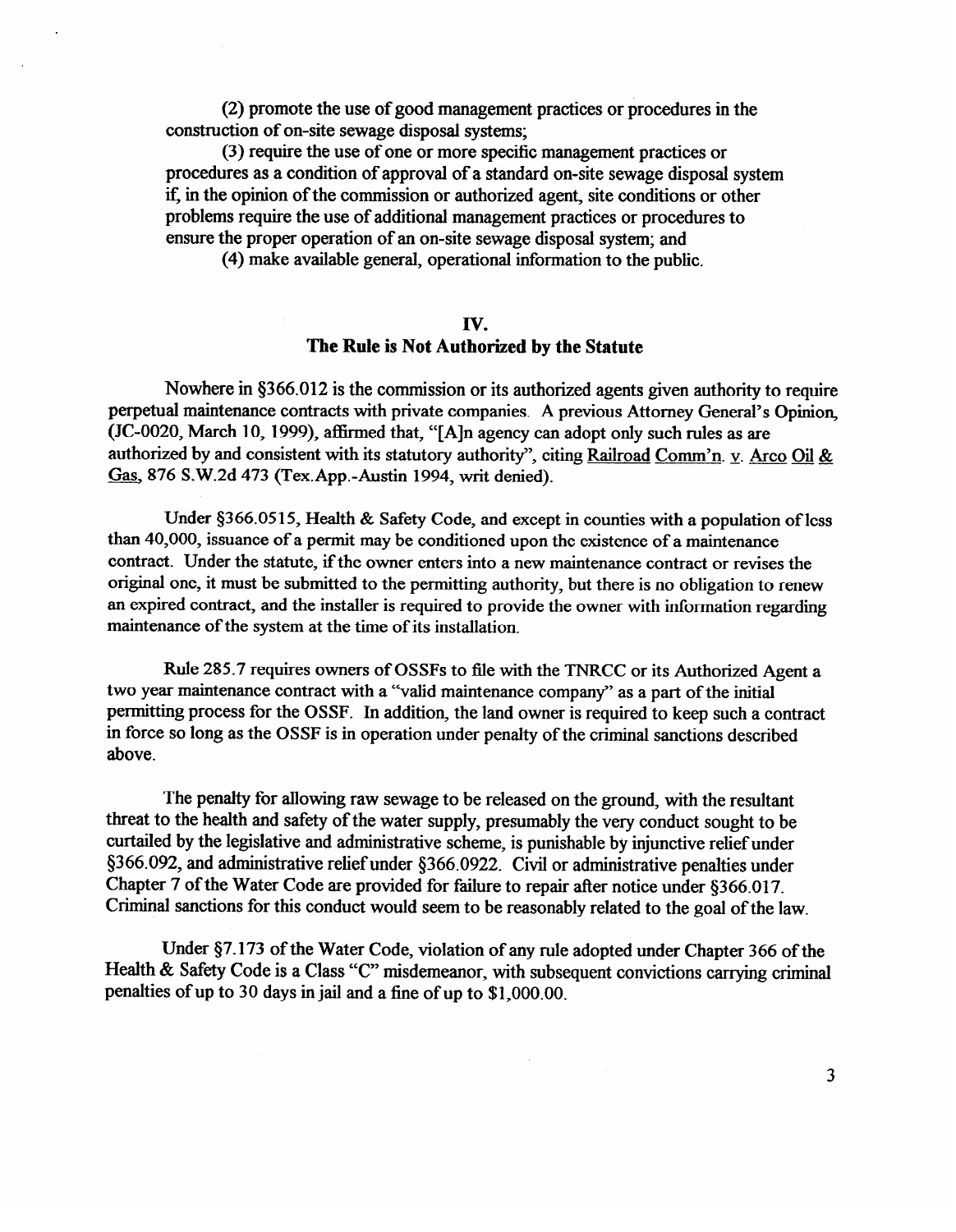(2) promote the use of good management practices or procedures in the construction of on-site sewage disposal systems;

(3) require the use of one or more specific management practices or procedures as a condition of approval of a standard on-site sewage disposal system if, in the opinion of the commission or authorized agent, site conditions or other problems require the use of additional management practices or procedures to ensure the proper operation of an on-site sewage disposal system; and

(4) make available general, operational information to the public.

## IV.
## The Rule is Not Authorized by the Statute

Nowhere in §366.012 is the commission or its authorized agents given authority to require perpetual maintenance contracts with private companies. A previous Attorney General's Opinion, (JC-0020, March 10, 1999), affirmed that, "[A]n agency can adopt only such rules as are authorized by and consistent with its statutory authority", citing Railroad Comm'n. v. Arco Oil & Gas, 876 S.W.2d 473 (Tex.App.-Austin 1994, writ denied).

Under §366.0515, Health & Safety Code, and except in counties with a population of less than 40,000, issuance of a permit may be conditioned upon the existence of a maintenance contract. Under the statute, if the owner enters into a new maintenance contract or revises the original one, it must be submitted to the permitting authority, but there is no obligation to renew an expired contract, and the installer is required to provide the owner with information regarding maintenance of the system at the time of its installation.

Rule 285.7 requires owners of OSSFs to file with the TNRCC or its Authorized Agent a two year maintenance contract with a "valid maintenance company" as a part of the initial permitting process for the OSSF. In addition, the land owner is required to keep such a contract in force so long as the OSSF is in operation under penalty of the criminal sanctions described above.

The penalty for allowing raw sewage to be released on the ground, with the resultant threat to the health and safety of the water supply, presumably the very conduct sought to be curtailed by the legislative and administrative scheme, is punishable by injunctive relief under §366.092, and administrative relief under §366.0922. Civil or administrative penalties under Chapter 7 of the Water Code are provided for failure to repair after notice under §366.017. Criminal sanctions for this conduct would seem to be reasonably related to the goal of the law.

Under §7.173 of the Water Code, violation of any rule adopted under Chapter 366 of the Health & Safety Code is a Class "C" misdemeanor, with subsequent convictions carrying criminal penalties of up to 30 days in jail and a fine of up to $1,000.00.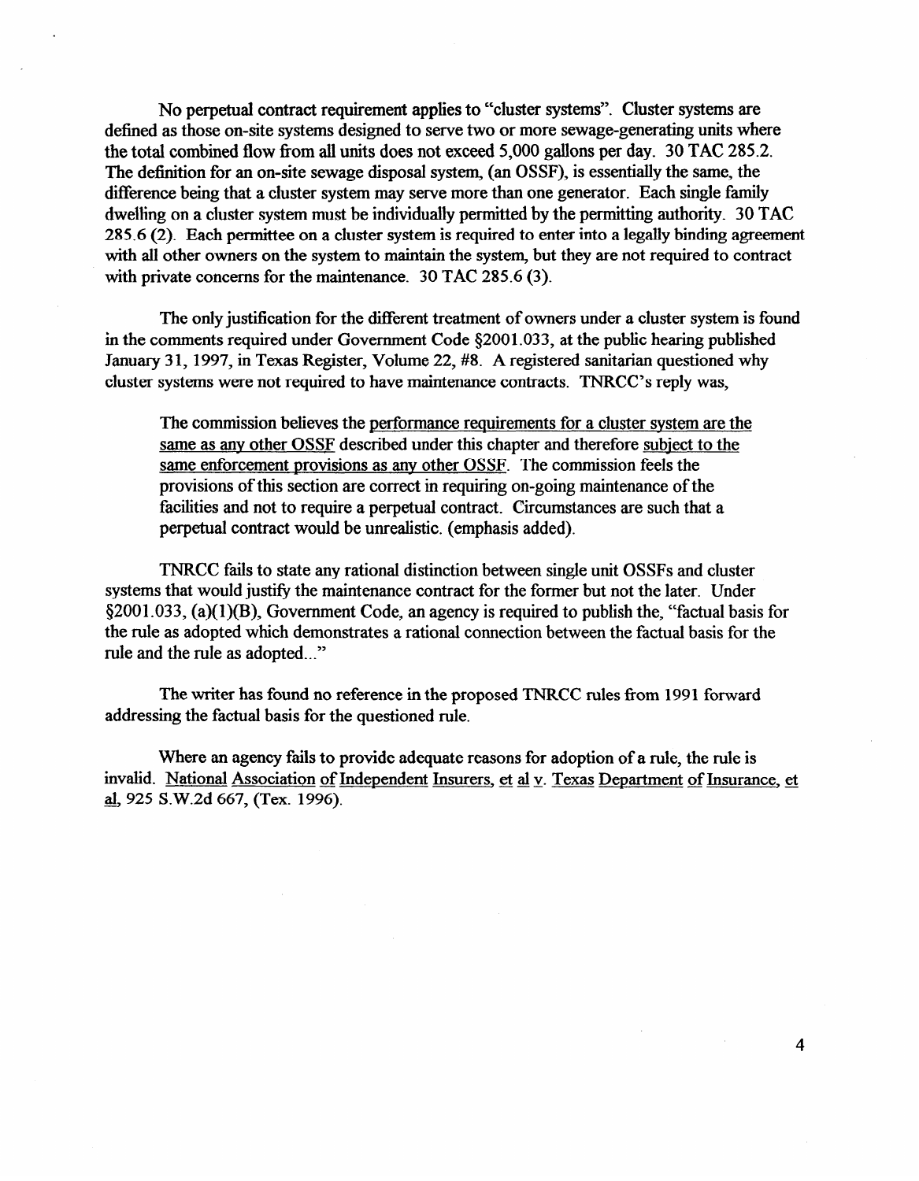No perpetual contract requirement applies to "cluster systems". Cluster systems are defined as those on-site systems designed to serve two or more sewage-generating units where the total combined flow from all units does not exceed 5,000 gallons per day. 30 TAC 285.2. The definition for an on-site sewage disposal system, (an OSSF), is essentially the same, the difference being that a cluster system may serve more than one generator. Each single family dwelling on a cluster system must be individually permitted by the permitting authority. 30 TAC 285.6 (2). Each permittee on a cluster system is required to enter into a legally binding agreement with all other owners on the system to maintain the system, but they are not required to contract with private concerns for the maintenance. 30 TAC 285.6 (3).

The only justification for the different treatment of owners under a cluster system is found in the comments required under Government Code §2001.033, at the public hearing published January 31, 1997, in Texas Register, Volume 22, #8. A registered sanitarian questioned why cluster systems were not required to have maintenance contracts. TNRCC's reply was,

> The commission believes the <u>performance requirements for a cluster system are the same as any other OSSF</u> described under this chapter and therefore <u>subject to the same enforcement provisions as any other OSSF</u>. The commission feels the provisions of this section are correct in requiring on-going maintenance of the facilities and not to require a perpetual contract. Circumstances are such that a perpetual contract would be unrealistic. (emphasis added).

TNRCC fails to state any rational distinction between single unit OSSFs and cluster systems that would justify the maintenance contract for the former but not the later. Under §2001.033, (a)(1)(B), Government Code, an agency is required to publish the, "factual basis for the rule as adopted which demonstrates a rational connection between the factual basis for the rule and the rule as adopted..."

The writer has found no reference in the proposed TNRCC rules from 1991 forward addressing the factual basis for the questioned rule.

Where an agency fails to provide adequate reasons for adoption of a rule, the rule is invalid. <u>National Association of Independent Insurers, et al v. Texas Department of Insurance, et al</u>, 925 S.W.2d 667, (Tex. 1996).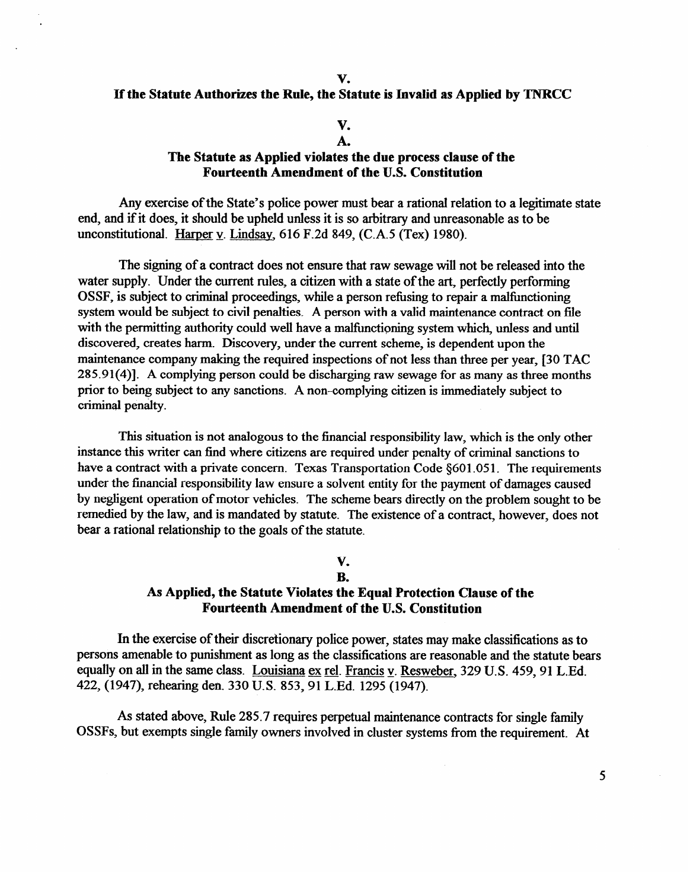## V.
## If the Statute Authorizes the Rule, the Statute is Invalid as Applied by TNRCC

### V.
### A.
### The Statute as Applied violates the due process clause of the Fourteenth Amendment of the U.S. Constitution

Any exercise of the State's police power must bear a rational relation to a legitimate state end, and if it does, it should be upheld unless it is so arbitrary and unreasonable as to be unconstitutional. Harper v. Lindsay, 616 F.2d 849, (C.A.5 (Tex) 1980).

The signing of a contract does not ensure that raw sewage will not be released into the water supply. Under the current rules, a citizen with a state of the art, perfectly performing OSSF, is subject to criminal proceedings, while a person refusing to repair a malfunctioning system would be subject to civil penalties. A person with a valid maintenance contract on file with the permitting authority could well have a malfunctioning system which, unless and until discovered, creates harm. Discovery, under the current scheme, is dependent upon the maintenance company making the required inspections of not less than three per year, [30 TAC 285.91(4)]. A complying person could be discharging raw sewage for as many as three months prior to being subject to any sanctions. A non-complying citizen is immediately subject to criminal penalty.

This situation is not analogous to the financial responsibility law, which is the only other instance this writer can find where citizens are required under penalty of criminal sanctions to have a contract with a private concern. Texas Transportation Code §601.051. The requirements under the financial responsibility law ensure a solvent entity for the payment of damages caused by negligent operation of motor vehicles. The scheme bears directly on the problem sought to be remedied by the law, and is mandated by statute. The existence of a contract, however, does not bear a rational relationship to the goals of the statute.

### V.
### B.
### As Applied, the Statute Violates the Equal Protection Clause of the Fourteenth Amendment of the U.S. Constitution

In the exercise of their discretionary police power, states may make classifications as to persons amenable to punishment as long as the classifications are reasonable and the statute bears equally on all in the same class. Louisiana ex rel. Francis v. Resweber, 329 U.S. 459, 91 L.Ed. 422, (1947), rehearing den. 330 U.S. 853, 91 L.Ed. 1295 (1947).

As stated above, Rule 285.7 requires perpetual maintenance contracts for single family OSSFs, but exempts single family owners involved in cluster systems from the requirement. At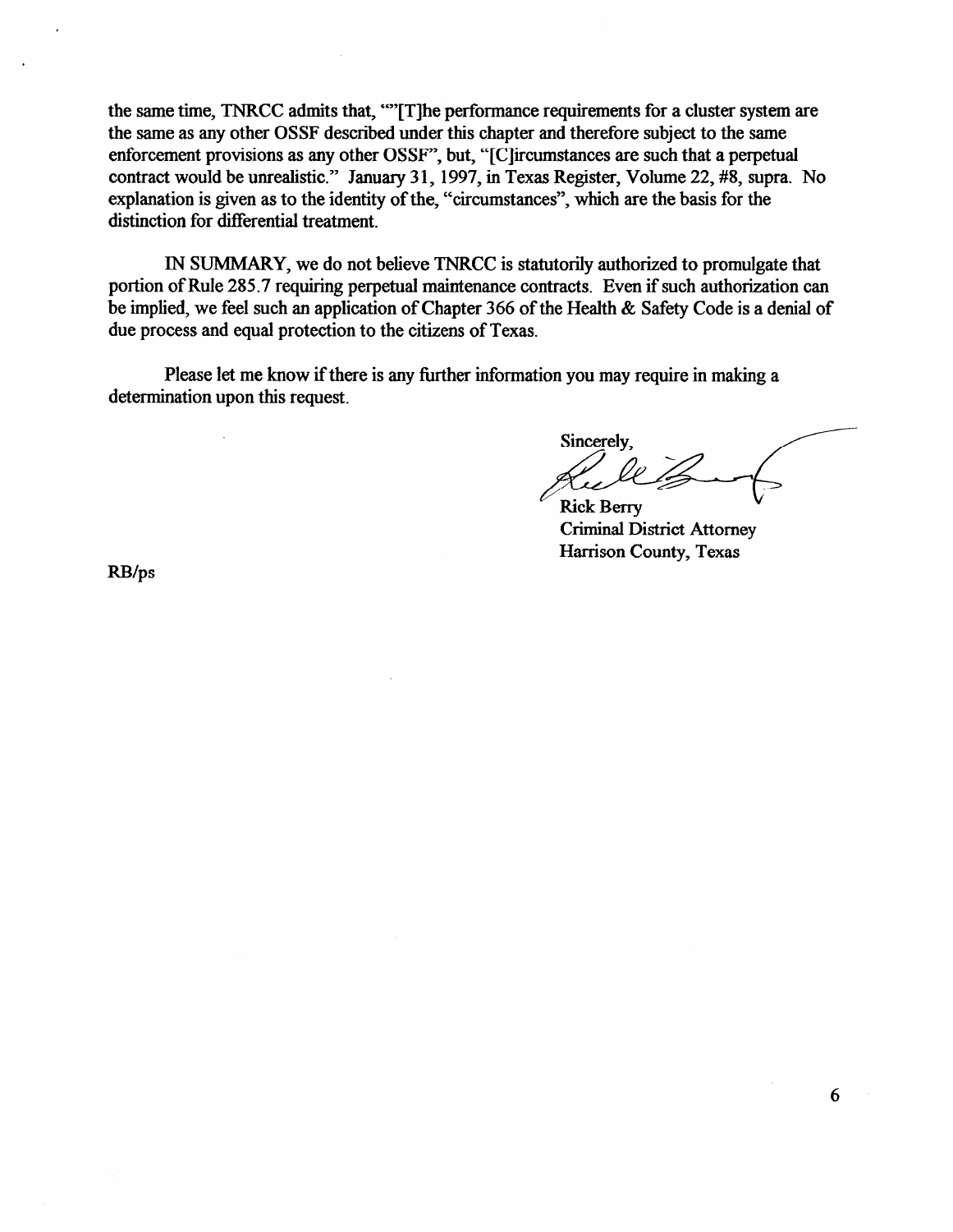the same time, TNRCC admits that, ""[T]he performance requirements for a cluster system are the same as any other OSSF described under this chapter and therefore subject to the same enforcement provisions as any other OSSF", but, "[C]ircumstances are such that a perpetual contract would be unrealistic." January 31, 1997, in Texas Register, Volume 22, #8, supra. No explanation is given as to the identity of the, "circumstances", which are the basis for the distinction for differential treatment.

IN SUMMARY, we do not believe TNRCC is statutorily authorized to promulgate that portion of Rule 285.7 requiring perpetual maintenance contracts. Even if such authorization can be implied, we feel such an application of Chapter 366 of the Health & Safety Code is a denial of due process and equal protection to the citizens of Texas.

Please let me know if there is any further information you may require in making a determination upon this request.

Sincerely,

Rick Berry
Criminal District Attorney
Harrison County, Texas

RB/ps